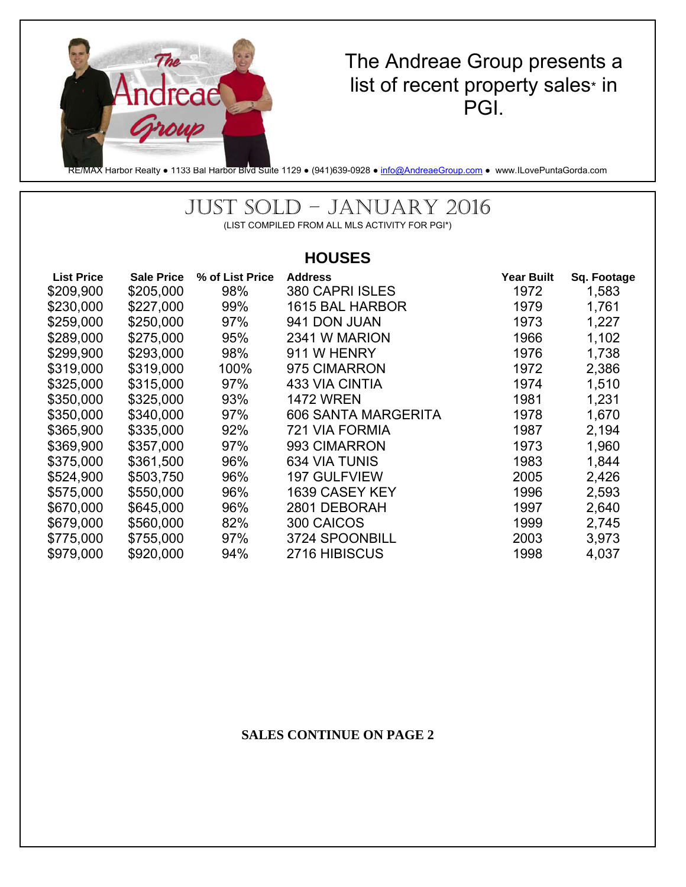The Andreae Group presents a list of recent property sales* in PGI.

RE/MAX Harbor Realty ● 1133 Bal Harbor Blvd Suite 1129 ● (941)639-0928 ● info@AndreaeGroup.com ● www.ILovePuntaGorda.com

# JUST SOLD – JANUARY 2016

(LIST COMPILED FROM ALL MLS ACTIVITY FOR PGI*)

## HOUSES

| List Price | Sale Price | % of List Price | Address | Year Built | Sq. Footage |
|---|---|---|---|---|---|
| $209,900 | $205,000 | 98% | 380 CAPRI ISLES | 1972 | 1,583 |
| $230,000 | $227,000 | 99% | 1615 BAL HARBOR | 1979 | 1,761 |
| $259,000 | $250,000 | 97% | 941 DON JUAN | 1973 | 1,227 |
| $289,000 | $275,000 | 95% | 2341 W MARION | 1966 | 1,102 |
| $299,900 | $293,000 | 98% | 911 W HENRY | 1976 | 1,738 |
| $319,000 | $319,000 | 100% | 975 CIMARRON | 1972 | 2,386 |
| $325,000 | $315,000 | 97% | 433 VIA CINTIA | 1974 | 1,510 |
| $350,000 | $325,000 | 93% | 1472 WREN | 1981 | 1,231 |
| $350,000 | $340,000 | 97% | 606 SANTA MARGERITA | 1978 | 1,670 |
| $365,900 | $335,000 | 92% | 721 VIA FORMIA | 1987 | 2,194 |
| $369,900 | $357,000 | 97% | 993 CIMARRON | 1973 | 1,960 |
| $375,000 | $361,500 | 96% | 634 VIA TUNIS | 1983 | 1,844 |
| $524,900 | $503,750 | 96% | 197 GULFVIEW | 2005 | 2,426 |
| $575,000 | $550,000 | 96% | 1639 CASEY KEY | 1996 | 2,593 |
| $670,000 | $645,000 | 96% | 2801 DEBORAH | 1997 | 2,640 |
| $679,000 | $560,000 | 82% | 300 CAICOS | 1999 | 2,745 |
| $775,000 | $755,000 | 97% | 3724 SPOONBILL | 2003 | 3,973 |
| $979,000 | $920,000 | 94% | 2716 HIBISCUS | 1998 | 4,037 |

**SALES CONTINUE ON PAGE 2**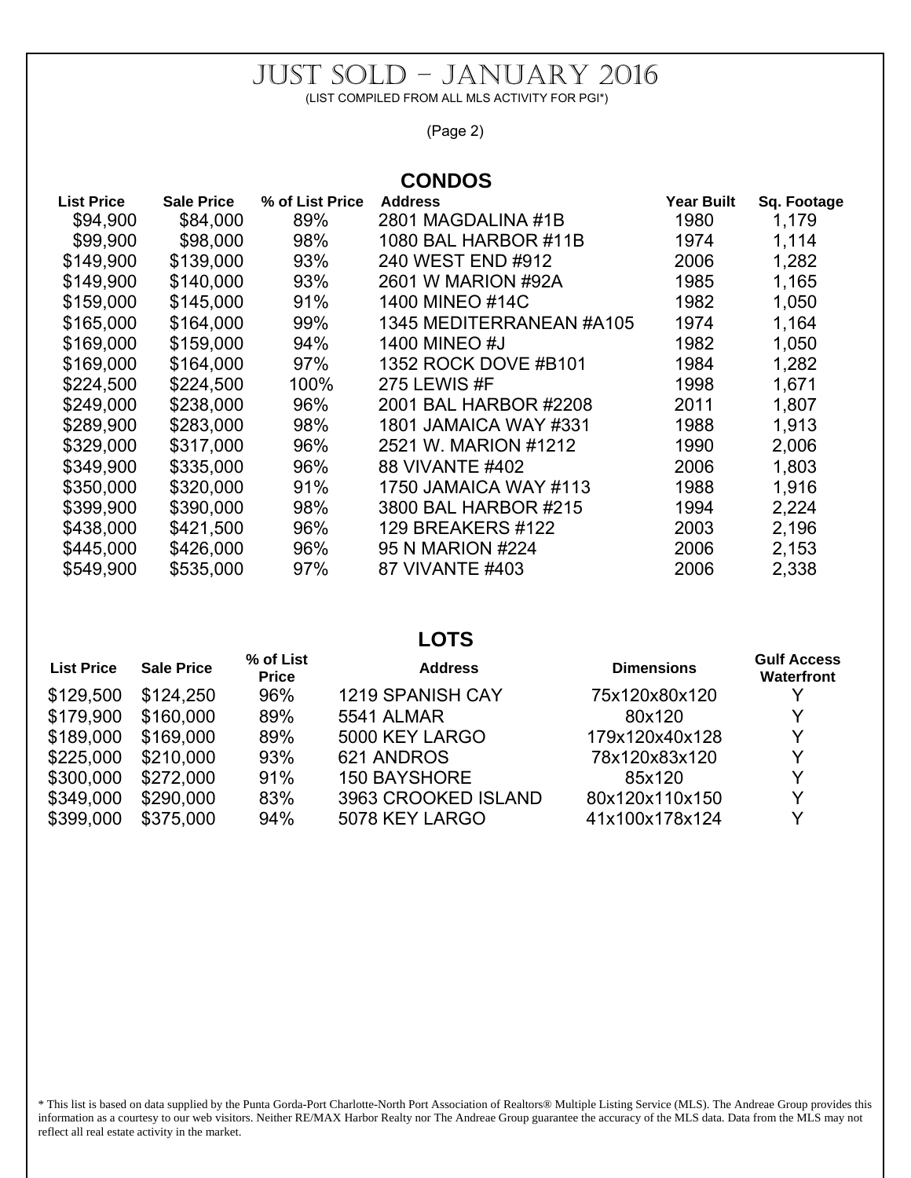# JUST SOLD – JANUARY 2016

(LIST COMPILED FROM ALL MLS ACTIVITY FOR PGI*)

(Page 2)

## CONDOS

| List Price | Sale Price | % of List Price | Address | Year Built | Sq. Footage |
|---|---|---|---|---|---|
| $94,900 | $84,000 | 89% | 2801 MAGDALINA #1B | 1980 | 1,179 |
| $99,900 | $98,000 | 98% | 1080 BAL HARBOR #11B | 1974 | 1,114 |
| $149,900 | $139,000 | 93% | 240 WEST END #912 | 2006 | 1,282 |
| $149,900 | $140,000 | 93% | 2601 W MARION #92A | 1985 | 1,165 |
| $159,000 | $145,000 | 91% | 1400 MINEO #14C | 1982 | 1,050 |
| $165,000 | $164,000 | 99% | 1345 MEDITERRANEAN #A105 | 1974 | 1,164 |
| $169,000 | $159,000 | 94% | 1400 MINEO #J | 1982 | 1,050 |
| $169,000 | $164,000 | 97% | 1352 ROCK DOVE #B101 | 1984 | 1,282 |
| $224,500 | $224,500 | 100% | 275 LEWIS #F | 1998 | 1,671 |
| $249,000 | $238,000 | 96% | 2001 BAL HARBOR #2208 | 2011 | 1,807 |
| $289,900 | $283,000 | 98% | 1801 JAMAICA WAY #331 | 1988 | 1,913 |
| $329,000 | $317,000 | 96% | 2521 W. MARION #1212 | 1990 | 2,006 |
| $349,900 | $335,000 | 96% | 88 VIVANTE #402 | 2006 | 1,803 |
| $350,000 | $320,000 | 91% | 1750 JAMAICA WAY #113 | 1988 | 1,916 |
| $399,900 | $390,000 | 98% | 3800 BAL HARBOR #215 | 1994 | 2,224 |
| $438,000 | $421,500 | 96% | 129 BREAKERS #122 | 2003 | 2,196 |
| $445,000 | $426,000 | 96% | 95 N MARION #224 | 2006 | 2,153 |
| $549,900 | $535,000 | 97% | 87 VIVANTE #403 | 2006 | 2,338 |

## LOTS

| List Price | Sale Price | % of List Price | Address | Dimensions | Gulf Access Waterfront |
|---|---|---|---|---|---|
| $129,500 | $124,250 | 96% | 1219 SPANISH CAY | 75x120x80x120 | Y |
| $179,900 | $160,000 | 89% | 5541 ALMAR | 80x120 | Y |
| $189,000 | $169,000 | 89% | 5000 KEY LARGO | 179x120x40x128 | Y |
| $225,000 | $210,000 | 93% | 621 ANDROS | 78x120x83x120 | Y |
| $300,000 | $272,000 | 91% | 150 BAYSHORE | 85x120 | Y |
| $349,000 | $290,000 | 83% | 3963 CROOKED ISLAND | 80x120x110x150 | Y |
| $399,000 | $375,000 | 94% | 5078 KEY LARGO | 41x100x178x124 | Y |

* This list is based on data supplied by the Punta Gorda-Port Charlotte-North Port Association of Realtors® Multiple Listing Service (MLS). The Andreae Group provides this information as a courtesy to our web visitors. Neither RE/MAX Harbor Realty nor The Andreae Group guarantee the accuracy of the MLS data. Data from the MLS may not reflect all real estate activity in the market.